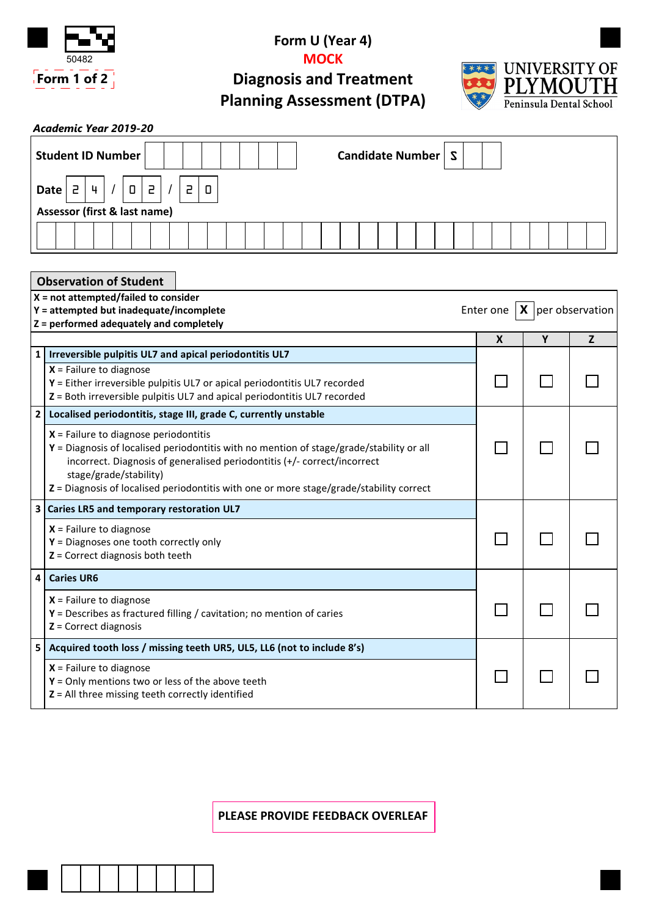50482

Form 1 of 2

# Form U (Year 4)

**MOCK**

## Diagnosis and Treatment Planning Assessment (DTPA)

UNIVERSITY OF PLYMOUTH
Peninsula Dental School

*Academic Year 2019-20*

**Student ID Number** | | | | | | | | |

**Candidate Number** | 5 | | |

**Date** 2 4 / 0 2 / 2 0

**Assessor (first & last name)**

## Observation of Student

**X = not attempted/failed to consider**
**Y = attempted but inadequate/incomplete**
**Z = performed adequately and completely**

Enter one **X** per observation

| | | X | Y | Z |
|---|---|---|---|---|
| 1 | **Irreversible pulpitis UL7 and apical periodontitis UL7**<br>**X** = Failure to diagnose<br>**Y** = Either irreversible pulpitis UL7 or apical periodontitis UL7 recorded<br>**Z** = Both irreversible pulpitis UL7 and apical periodontitis UL7 recorded | ☐ | ☐ | ☐ |
| 2 | **Localised periodontitis, stage III, grade C, currently unstable**<br>**X** = Failure to diagnose periodontitis<br>**Y** = Diagnosis of localised periodontitis with no mention of stage/grade/stability or all incorrect. Diagnosis of generalised periodontitis (+/- correct/incorrect stage/grade/stability)<br>**Z** = Diagnosis of localised periodontitis with one or more stage/grade/stability correct | ☐ | ☐ | ☐ |
| 3 | **Caries LR5 and temporary restoration UL7**<br>**X** = Failure to diagnose<br>**Y** = Diagnoses one tooth correctly only<br>**Z** = Correct diagnosis both teeth | ☐ | ☐ | ☐ |
| 4 | **Caries UR6**<br>**X** = Failure to diagnose<br>**Y** = Describes as fractured filling / cavitation; no mention of caries<br>**Z** = Correct diagnosis | ☐ | ☐ | ☐ |
| 5 | **Acquired tooth loss / missing teeth UR5, UL5, LL6 (not to include 8's)**<br>**X** = Failure to diagnose<br>**Y** = Only mentions two or less of the above teeth<br>**Z** = All three missing teeth correctly identified | ☐ | ☐ | ☐ |

**PLEASE PROVIDE FEEDBACK OVERLEAF**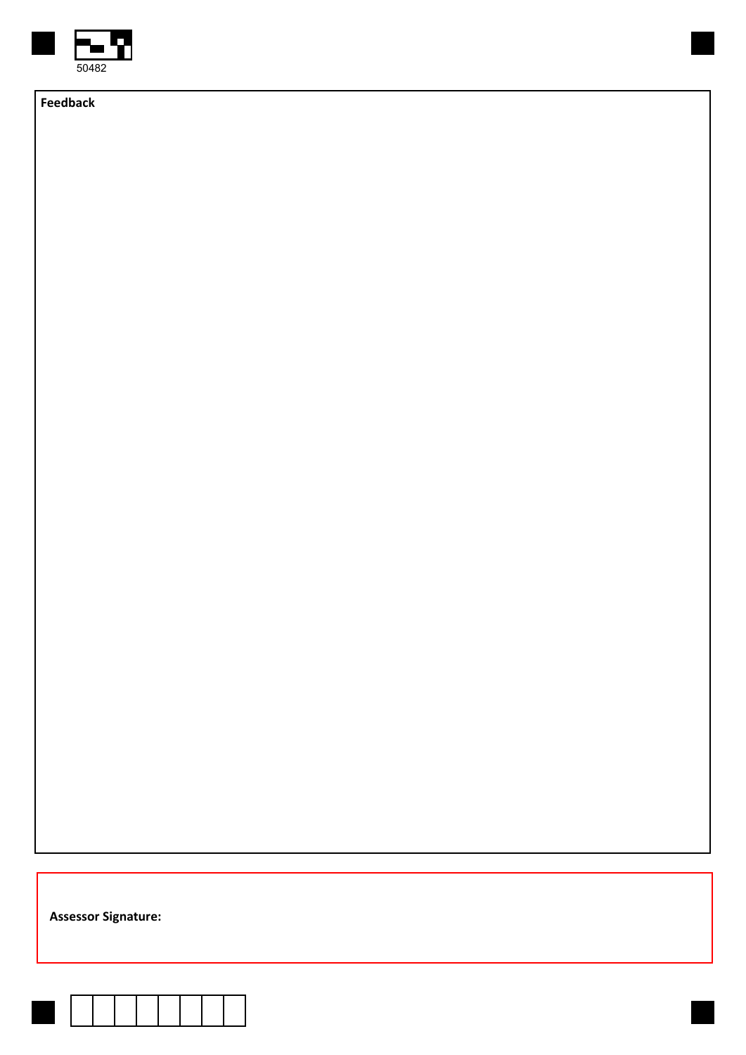50482

**Feedback**

**Assessor Signature:**